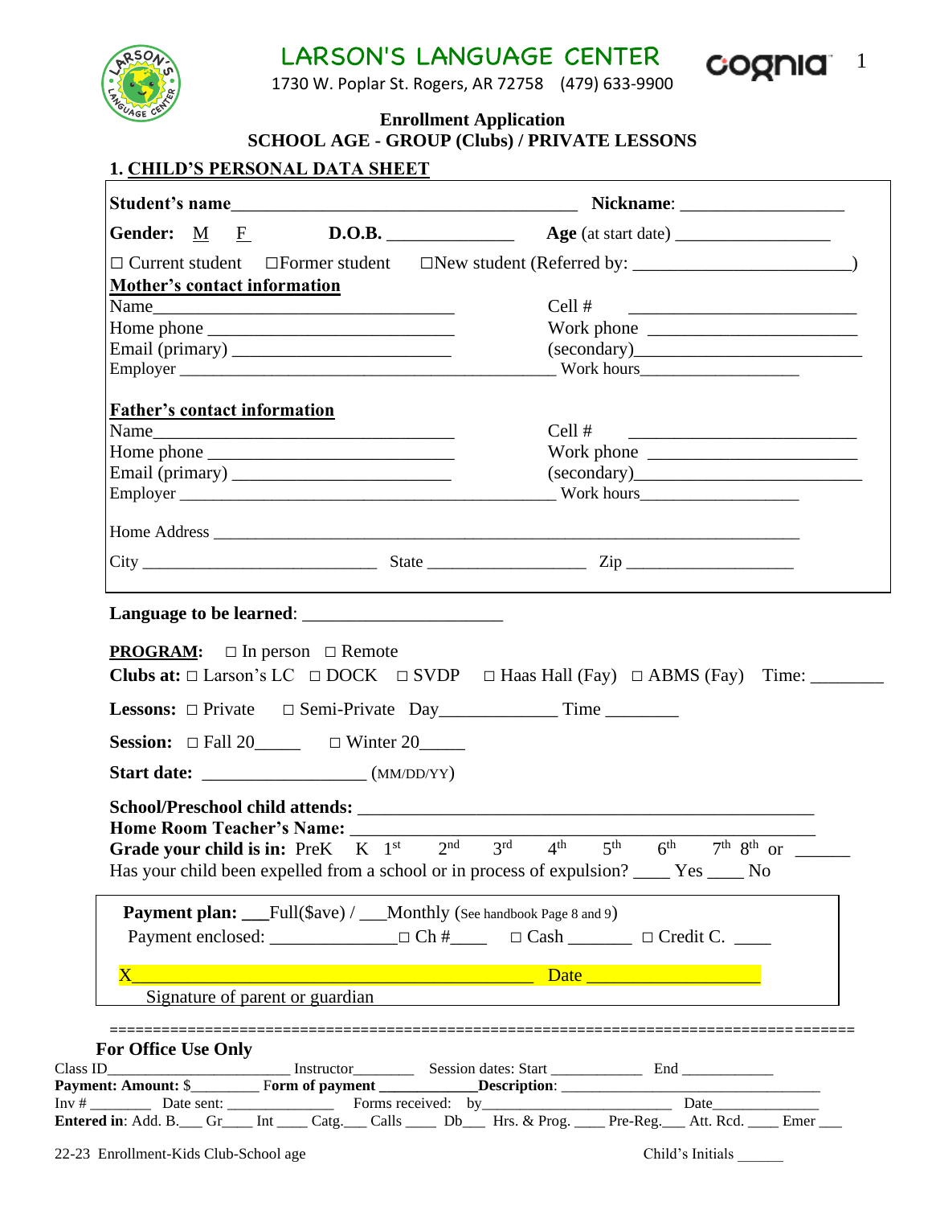# LARSON'S LANGUAGE CENTER

1730 W. Poplar St. Rogers, AR 72758 (479) 633-9900

cognia

**Enrollment Application**
**SCHOOL AGE - GROUP (Clubs) / PRIVATE LESSONS**

## 1. CHILD'S PERSONAL DATA SHEET

**Student's name**_______________________________________ **Nickname**: _________________

**Gender:** M F **D.O.B.** ______________ **Age** (at start date) _________________

□ Current student □Former student □New student (Referred by: _______________________)

**Mother's contact information**

Name_________________________________ Cell # _________________________

Home phone ___________________________ Work phone ______________________

Email (primary) ________________________ (secondary)________________________

Employer ____________________________________________ Work hours__________________

**Father's contact information**

Name_________________________________ Cell # _________________________

Home phone ___________________________ Work phone ______________________

Email (primary) ________________________ (secondary)________________________

Employer ____________________________________________ Work hours__________________

Home Address ______________________________________________________________________

City ___________________________ State __________________ Zip ___________________

**Language to be learned**: _____________________

**PROGRAM:** □ In person □ Remote

**Clubs at:** □ Larson's LC □ DOCK □ SVDP □ Haas Hall (Fay) □ ABMS (Fay) Time: ________

**Lessons:** □ Private □ Semi-Private Day_____________ Time ________

**Session:** □ Fall 20_____ □ Winter 20_____

**Start date:** _________________ (MM/DD/YY)

**School/Preschool child attends:** ____________________________________________________

**Home Room Teacher's Name:** _______________________________________________________

**Grade your child is in:** PreK K 1st 2nd 3rd 4th 5th 6th 7th 8th or ______

Has your child been expelled from a school or in process of expulsion? ____ Yes ____ No

**Payment plan:** ___Full($ave) / ___Monthly (See handbook Page 8 and 9)

Payment enclosed: _____________□ Ch #____ □ Cash _______ □ Credit C. ____

X______________________________________________ Date __________________

Signature of parent or guardian

================================================================================

**For Office Use Only**

Class ID_______________________ Instructor________ Session dates: Start ____________ End ____________

**Payment: Amount:** $_________ **Form of payment** ____________**Description**: _______________________________

Inv # _________ Date sent: ______________ Forms received: by_________________________ Date______________

**Entered in**: Add. B.___ Gr____ Int ____ Catg.___ Calls ____ Db___ Hrs. & Prog. ____ Pre-Reg.___ Att. Rcd. ____ Emer ___

22-23 Enrollment-Kids Club-School age Child's Initials ______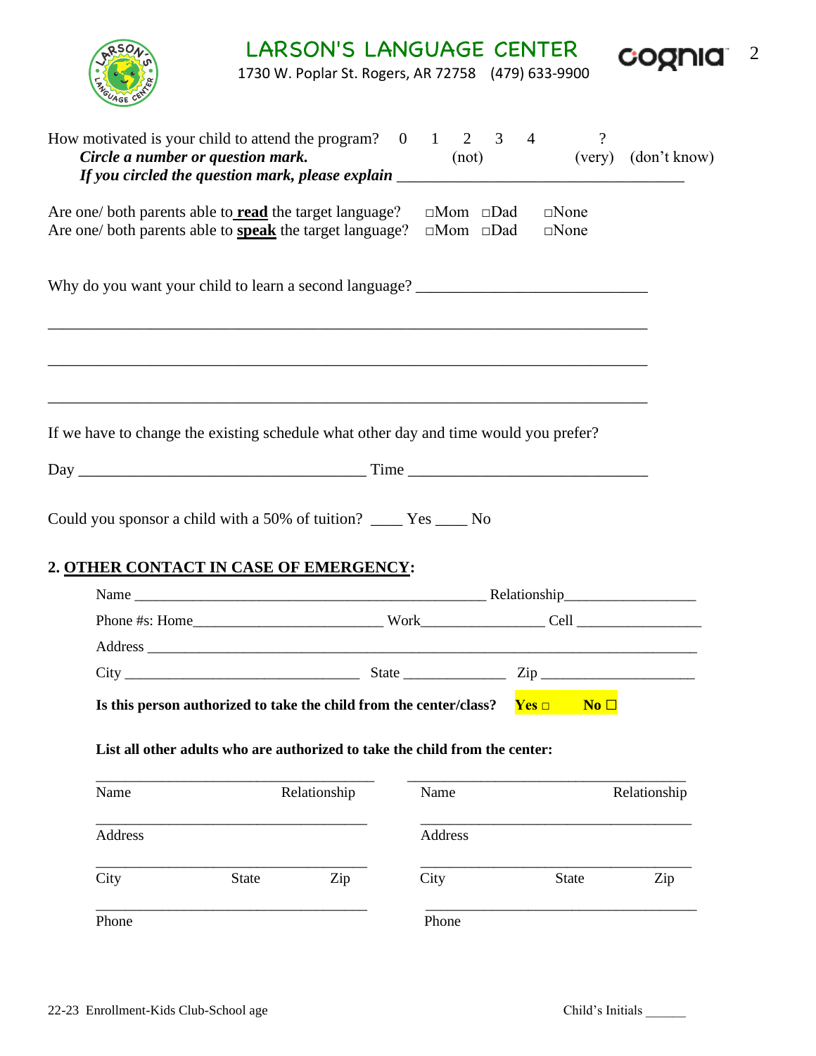# LARSON'S LANGUAGE CENTER

1730 W. Poplar St. Rogers, AR 72758 (479) 633-9900

How motivated is your child to attend the program? 0 1 2 3 4 ?
***Circle a number or question mark.*** (not) (very) (don't know)
***If you circled the question mark, please explain*** ___________________________________

Are one/ both parents able to **read** the target language? □Mom □Dad □None
Are one/ both parents able to **speak** the target language? □Mom □Dad □None

Why do you want your child to learn a second language? _____________________________

___________________________________________________________________________

___________________________________________________________________________

___________________________________________________________________________

If we have to change the existing schedule what other day and time would you prefer?

Day ____________________________________ Time ______________________________

Could you sponsor a child with a 50% of tuition? ____ Yes ____ No

## 2. OTHER CONTACT IN CASE OF EMERGENCY:

Name ______________________________________________ Relationship_________________

Phone #s: Home_________________________ Work________________ Cell ________________

Address ____________________________________________________________________

City ______________________________ State _____________ Zip ____________________

**Is this person authorized to take the child from the center/class? Yes □ No ☐**

**List all other adults who are authorized to take the child from the center:**

____________________________________ ____________________________________
Name Relationship Name Relationship

____________________________________ ____________________________________
Address Address

____________________________________ ____________________________________
City State Zip City State Zip

____________________________________ ____________________________________
Phone Phone

22-23 Enrollment-Kids Club-School age

Child's Initials ______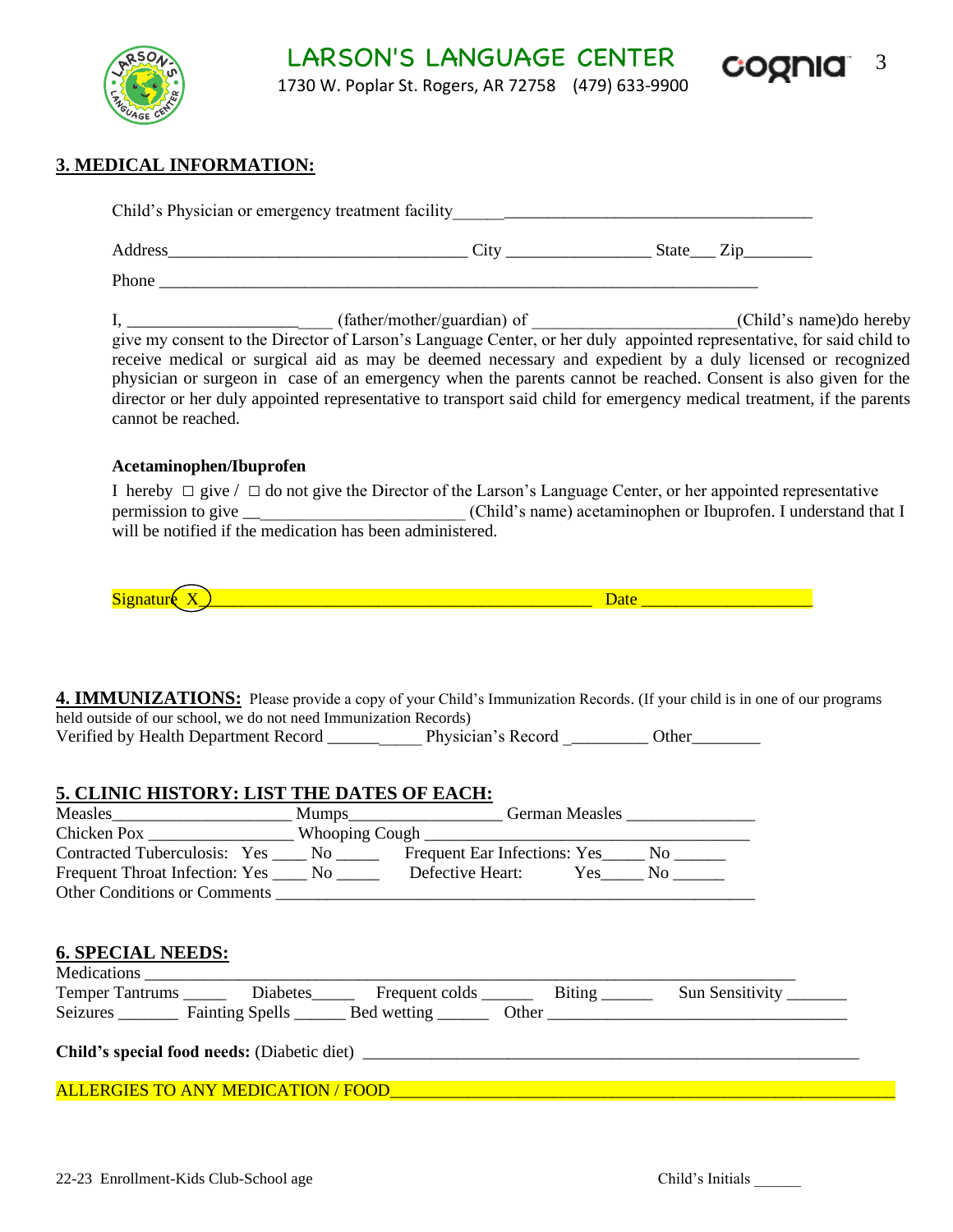**LARSON'S LANGUAGE CENTER**

1730 W. Poplar St. Rogers, AR 72758    (479) 633-9900

## 3. MEDICAL INFORMATION:

Child's Physician or emergency treatment facility__________________________________________

Address___________________________________ City ________________ State___ Zip________

Phone ___________________________________________________________________________

I, ________________________ (father/mother/guardian) of ______________________(Child's name)do hereby give my consent to the Director of Larson's Language Center, or her duly appointed representative, for said child to receive medical or surgical aid as may be deemed necessary and expedient by a duly licensed or recognized physician or surgeon in case of an emergency when the parents cannot be reached. Consent is also given for the director or her duly appointed representative to transport said child for emergency medical treatment, if the parents cannot be reached.

**Acetaminophen/Ibuprofen**

I hereby ☐ give / ☐ do not give the Director of the Larson's Language Center, or her appointed representative permission to give __________________________ (Child's name) acetaminophen or Ibuprofen. I understand that I will be notified if the medication has been administered.

Signature X_____________________________________________ Date ___________________

## 4. IMMUNIZATIONS:

Please provide a copy of your Child's Immunization Records. (If your child is in one of our programs held outside of our school, we do not need Immunization Records)

Verified by Health Department Record ___________ Physician's Record _________ Other________

## 5. CLINIC HISTORY: LIST THE DATES OF EACH:

Measles____________________ Mumps_________________ German Measles ______________

Chicken Pox ________________ Whooping Cough ______________________________________

Contracted Tuberculosis: Yes ____ No _____ Frequent Ear Infections: Yes_____ No ______

Frequent Throat Infection: Yes ____ No _____ Defective Heart: Yes_____ No ______

Other Conditions or Comments __________________________________________________________

## 6. SPECIAL NEEDS:

Medications ________________________________________________________________________

Temper Tantrums _____ Diabetes_____ Frequent colds ______ Biting ______ Sun Sensitivity _______

Seizures _______ Fainting Spells ______ Bed wetting ______ Other __________________________________

**Child's special food needs:** (Diabetic diet) ____________________________________________________________

ALLERGIES TO ANY MEDICATION / FOOD____________________________________________________________

22-23 Enrollment-Kids Club-School age

Child's Initials ______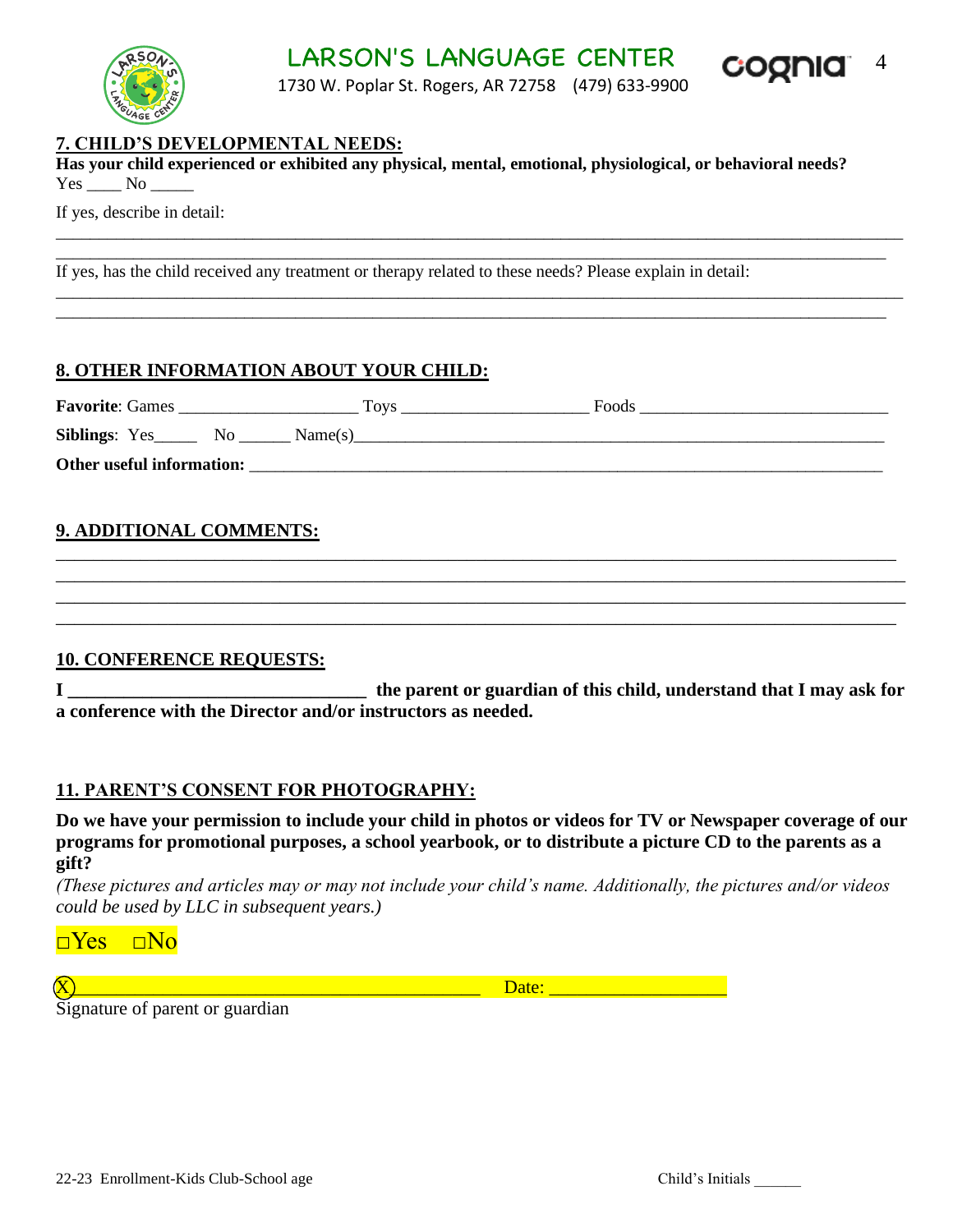LARSON'S LANGUAGE CENTER

1730 W. Poplar St. Rogers, AR 72758 (479) 633-9900

## 7. CHILD'S DEVELOPMENTAL NEEDS:

**Has your child experienced or exhibited any physical, mental, emotional, physiological, or behavioral needs?**

Yes ____ No _____

If yes, describe in detail:

_______________________________________________________________________________________________

_______________________________________________________________________________________________

If yes, has the child received any treatment or therapy related to these needs? Please explain in detail:

_______________________________________________________________________________________________

_______________________________________________________________________________________________

## 8. OTHER INFORMATION ABOUT YOUR CHILD:

**Favorite**: Games _____________________ Toys _____________________ Foods ____________________________

**Siblings**: Yes_____ No ______ Name(s)____________________________________________________________

**Other useful information:** ____________________________________________________________________

## 9. ADDITIONAL COMMENTS:

_______________________________________________________________________________________________

_______________________________________________________________________________________________

_______________________________________________________________________________________________

_______________________________________________________________________________________________

## 10. CONFERENCE REQUESTS:

**I _______________________________ the parent or guardian of this child, understand that I may ask for a conference with the Director and/or instructors as needed.**

## 11. PARENT'S CONSENT FOR PHOTOGRAPHY:

**Do we have your permission to include your child in photos or videos for TV or Newspaper coverage of our programs for promotional purposes, a school yearbook, or to distribute a picture CD to the parents as a gift?**

*(These pictures and articles may or may not include your child's name. Additionally, the pictures and/or videos could be used by LLC in subsequent years.)*

□Yes □No

X_________________________________________ Date: __________________

Signature of parent or guardian

22-23 Enrollment-Kids Club-School age

Child's Initials ______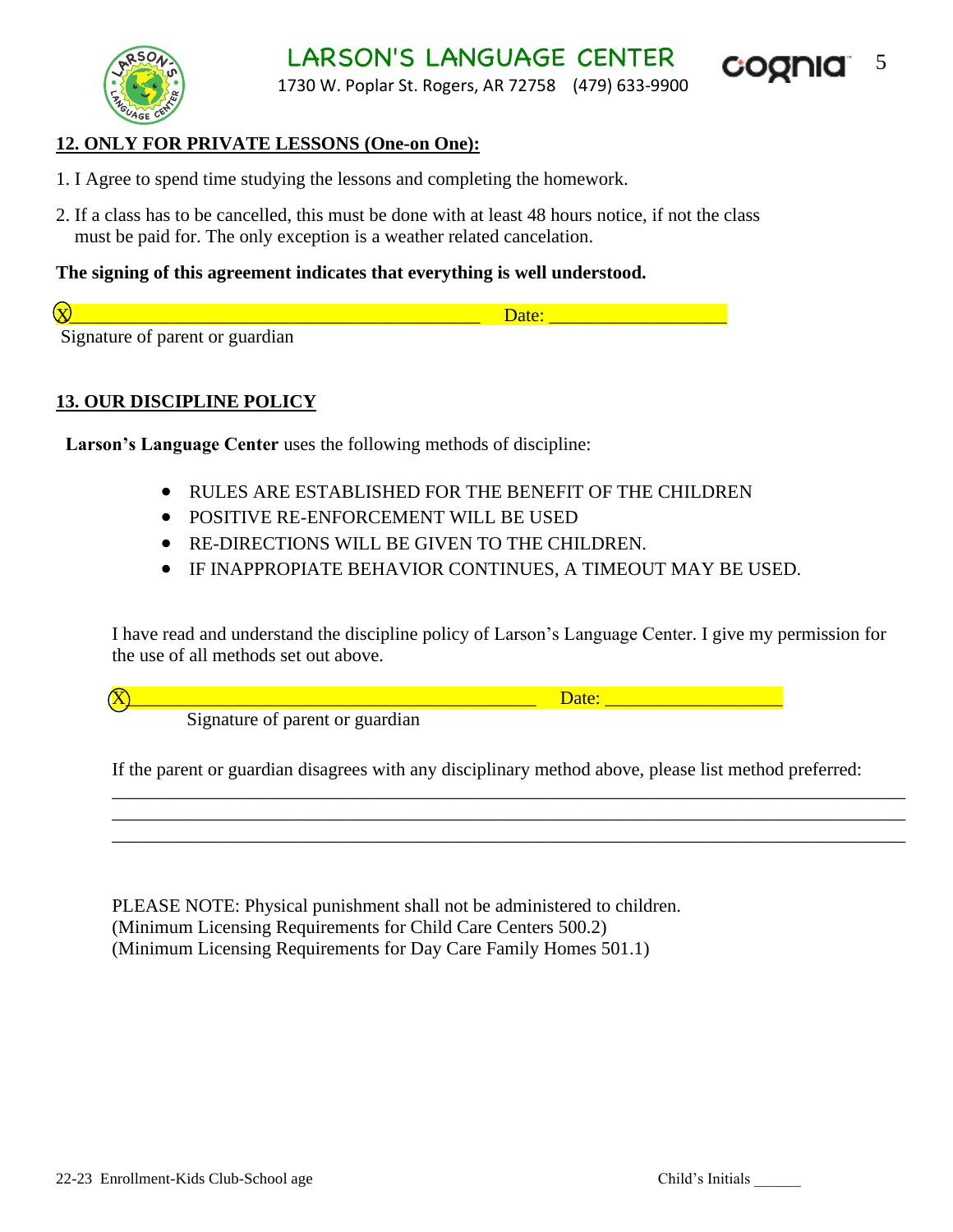**12. ONLY FOR PRIVATE LESSONS (One-on One):**

1. I Agree to spend time studying the lessons and completing the homework.

2. If a class has to be cancelled, this must be done with at least 48 hours notice, if not the class must be paid for. The only exception is a weather related cancelation.

**The signing of this agreement indicates that everything is well understood.**

X_____________________________________________ Date: ___________________

Signature of parent or guardian

**13. OUR DISCIPLINE POLICY**

**Larson's Language Center** uses the following methods of discipline:

- RULES ARE ESTABLISHED FOR THE BENEFIT OF THE CHILDREN
- POSITIVE RE-ENFORCEMENT WILL BE USED
- RE-DIRECTIONS WILL BE GIVEN TO THE CHILDREN.
- IF INAPPROPIATE BEHAVIOR CONTINUES, A TIMEOUT MAY BE USED.

I have read and understand the discipline policy of Larson's Language Center. I give my permission for the use of all methods set out above.

X_____________________________________________ Date: ___________________

Signature of parent or guardian

If the parent or guardian disagrees with any disciplinary method above, please list method preferred:

_____________________________________________________________________________________

_____________________________________________________________________________________

_____________________________________________________________________________________

PLEASE NOTE: Physical punishment shall not be administered to children.
(Minimum Licensing Requirements for Child Care Centers 500.2)
(Minimum Licensing Requirements for Day Care Family Homes 501.1)

22-23 Enrollment-Kids Club-School age

Child's Initials ______